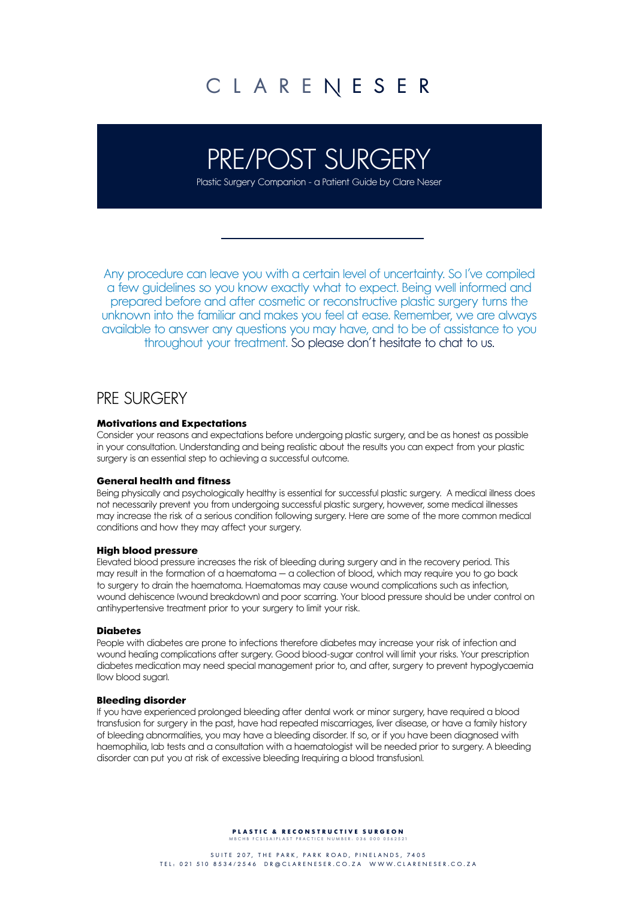# CLARE NESER

## PRE/POST SURGERY

Plastic Surgery Companion - a Patient Guide by Clare Neser

Any procedure can leave you with a certain level of uncertainty. So I've compiled a few guidelines so you know exactly what to expect. Being well informed and prepared before and after cosmetic or reconstructive plastic surgery turns the unknown into the familiar and makes you feel at ease. Remember, we are always available to answer any questions you may have, and to be of assistance to you throughout your treatment. So please don't hesitate to chat to us.

## PRE SURGERY

### Motivations and Expectations

Consider your reasons and expectations before undergoing plastic surgery, and be as honest as possible in your consultation. Understanding and being realistic about the results you can expect from your plastic surgery is an essential step to achieving a successful outcome.

### General health and fitness

Being physically and psychologically healthy is essential for successful plastic surgery. A medical illness does not necessarily prevent you from undergoing successful plastic surgery, however, some medical illnesses may increase the risk of a serious condition following surgery. Here are some of the more common medical conditions and how they may affect your surgery.

### High blood pressure

Elevated blood pressure increases the risk of bleeding during surgery and in the recovery period. This may result in the formation of a haematoma – a collection of blood, which may require you to go back to surgery to drain the haematoma. Haematomas may cause wound complications such as infection, wound dehiscence (wound breakdown) and poor scarring. Your blood pressure should be under control on antihypertensive treatment prior to your surgery to limit your risk.

### Diabetes

People with diabetes are prone to infections therefore diabetes may increase your risk of infection and wound healing complications after surgery. Good blood-sugar control will limit your risks. Your prescription diabetes medication may need special management prior to, and after, surgery to prevent hypoglycaemia (low blood sugar).

### Bleeding disorder

If you have experienced prolonged bleeding after dental work or minor surgery, have required a blood transfusion for surgery in the past, have had repeated miscarriages, liver disease, or have a family history of bleeding abnormalities, you may have a bleeding disorder. If so, or if you have been diagnosed with haemophilia, lab tests and a consultation with a haematologist will be needed prior to surgery. A bleeding disorder can put you at risk of excessive bleeding (requiring a blood transfusion).

**PLASTIC & RECONSTRUCTIVE SURGEON**
MBCHB FCS(SA)PLAST PRACTICE NUMBER: 036 000 0562521

SUITE 207, THE PARK, PARK ROAD, PINELANDS, 7405
TEL: 021 510 8534/2546 DR@CLARENESER.CO.ZA WWW.CLARENESER.CO.ZA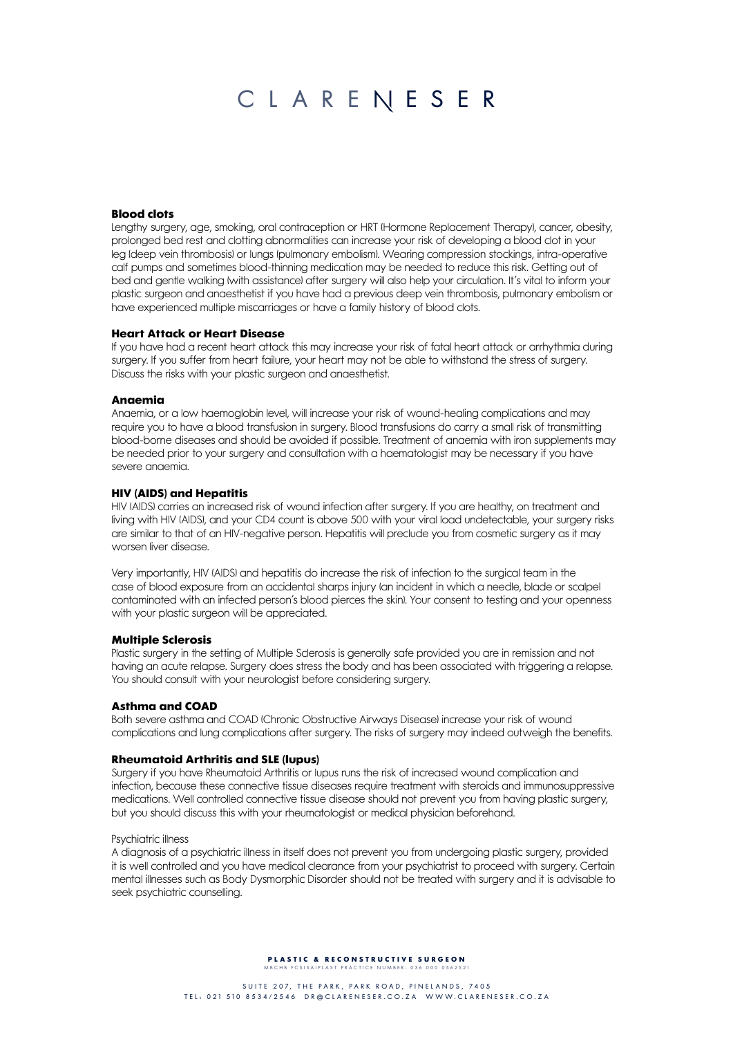### Blood clots

Lengthy surgery, age, smoking, oral contraception or HRT (Hormone Replacement Therapy), cancer, obesity, prolonged bed rest and clotting abnormalities can increase your risk of developing a blood clot in your leg (deep vein thrombosis) or lungs (pulmonary embolism). Wearing compression stockings, intra-operative calf pumps and sometimes blood-thinning medication may be needed to reduce this risk. Getting out of bed and gentle walking (with assistance) after surgery will also help your circulation. It's vital to inform your plastic surgeon and anaesthetist if you have had a previous deep vein thrombosis, pulmonary embolism or have experienced multiple miscarriages or have a family history of blood clots.

### Heart Attack or Heart Disease

If you have had a recent heart attack this may increase your risk of fatal heart attack or arrhythmia during surgery. If you suffer from heart failure, your heart may not be able to withstand the stress of surgery. Discuss the risks with your plastic surgeon and anaesthetist.

### Anaemia

Anaemia, or a low haemoglobin level, will increase your risk of wound-healing complications and may require you to have a blood transfusion in surgery. Blood transfusions do carry a small risk of transmitting blood-borne diseases and should be avoided if possible. Treatment of anaemia with iron supplements may be needed prior to your surgery and consultation with a haematologist may be necessary if you have severe anaemia.

### HIV (AIDS) and Hepatitis

HIV (AIDS) carries an increased risk of wound infection after surgery. If you are healthy, on treatment and living with HIV (AIDS), and your CD4 count is above 500 with your viral load undetectable, your surgery risks are similar to that of an HIV-negative person. Hepatitis will preclude you from cosmetic surgery as it may worsen liver disease.

Very importantly, HIV (AIDS) and hepatitis do increase the risk of infection to the surgical team in the case of blood exposure from an accidental sharps injury (an incident in which a needle, blade or scalpel contaminated with an infected person's blood pierces the skin). Your consent to testing and your openness with your plastic surgeon will be appreciated.

### Multiple Sclerosis

Plastic surgery in the setting of Multiple Sclerosis is generally safe provided you are in remission and not having an acute relapse. Surgery does stress the body and has been associated with triggering a relapse. You should consult with your neurologist before considering surgery.

### Asthma and COAD

Both severe asthma and COAD (Chronic Obstructive Airways Disease) increase your risk of wound complications and lung complications after surgery. The risks of surgery may indeed outweigh the benefits.

### Rheumatoid Arthritis and SLE (lupus)

Surgery if you have Rheumatoid Arthritis or lupus runs the risk of increased wound complication and infection, because these connective tissue diseases require treatment with steroids and immunosuppressive medications. Well controlled connective tissue disease should not prevent you from having plastic surgery, but you should discuss this with your rheumatologist or medical physician beforehand.

Psychiatric illness

A diagnosis of a psychiatric illness in itself does not prevent you from undergoing plastic surgery, provided it is well controlled and you have medical clearance from your psychiatrist to proceed with surgery. Certain mental illnesses such as Body Dysmorphic Disorder should not be treated with surgery and it is advisable to seek psychiatric counselling.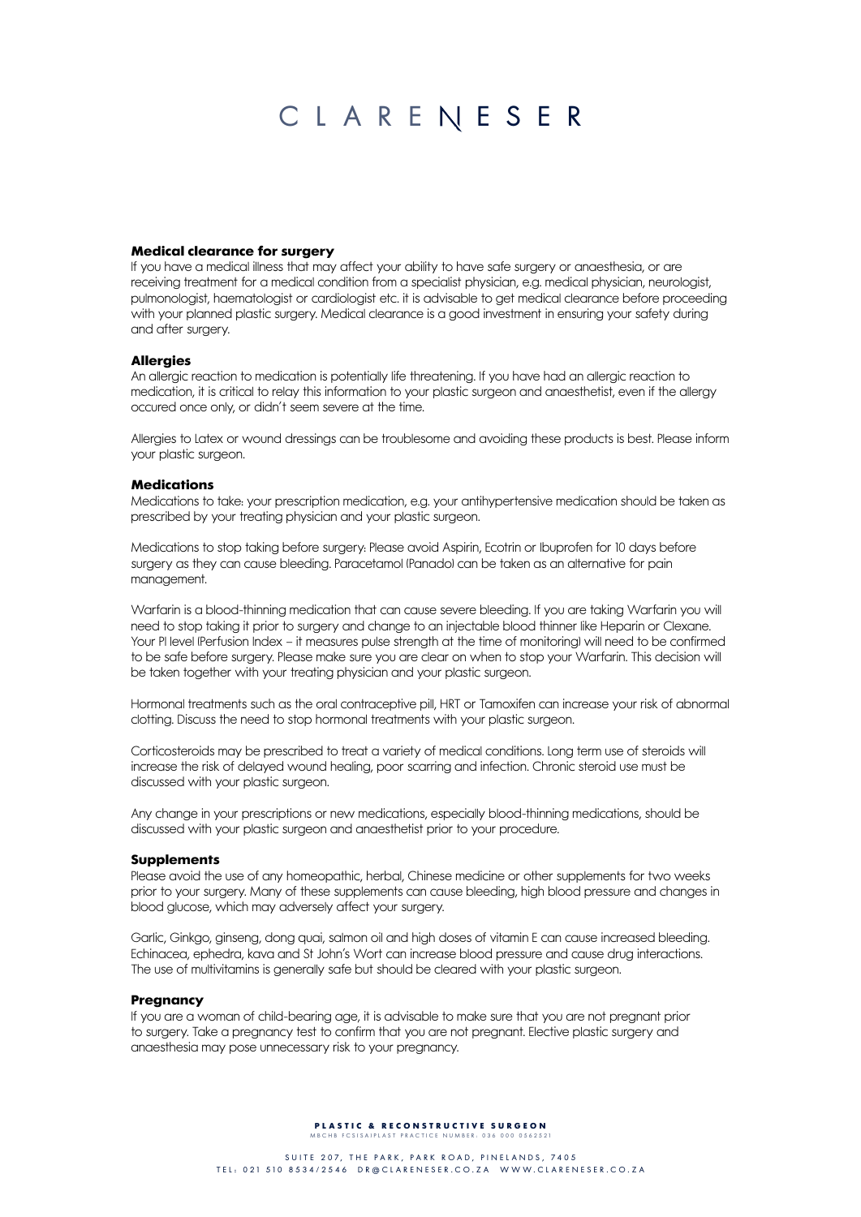## Medical clearance for surgery

If you have a medical illness that may affect your ability to have safe surgery or anaesthesia, or are receiving treatment for a medical condition from a specialist physician, e.g. medical physician, neurologist, pulmonologist, haematologist or cardiologist etc. it is advisable to get medical clearance before proceeding with your planned plastic surgery. Medical clearance is a good investment in ensuring your safety during and after surgery.

## Allergies

An allergic reaction to medication is potentially life threatening. If you have had an allergic reaction to medication, it is critical to relay this information to your plastic surgeon and anaesthetist, even if the allergy occured once only, or didn't seem severe at the time.

Allergies to Latex or wound dressings can be troublesome and avoiding these products is best. Please inform your plastic surgeon.

## Medications

Medications to take: your prescription medication, e.g. your antihypertensive medication should be taken as prescribed by your treating physician and your plastic surgeon.

Medications to stop taking before surgery: Please avoid Aspirin, Ecotrin or Ibuprofen for 10 days before surgery as they can cause bleeding. Paracetamol (Panado) can be taken as an alternative for pain management.

Warfarin is a blood-thinning medication that can cause severe bleeding. If you are taking Warfarin you will need to stop taking it prior to surgery and change to an injectable blood thinner like Heparin or Clexane. Your PI level (Perfusion Index – it measures pulse strength at the time of monitoring) will need to be confirmed to be safe before surgery. Please make sure you are clear on when to stop your Warfarin. This decision will be taken together with your treating physician and your plastic surgeon.

Hormonal treatments such as the oral contraceptive pill, HRT or Tamoxifen can increase your risk of abnormal clotting. Discuss the need to stop hormonal treatments with your plastic surgeon.

Corticosteroids may be prescribed to treat a variety of medical conditions. Long term use of steroids will increase the risk of delayed wound healing, poor scarring and infection. Chronic steroid use must be discussed with your plastic surgeon.

Any change in your prescriptions or new medications, especially blood-thinning medications, should be discussed with your plastic surgeon and anaesthetist prior to your procedure.

## Supplements

Please avoid the use of any homeopathic, herbal, Chinese medicine or other supplements for two weeks prior to your surgery. Many of these supplements can cause bleeding, high blood pressure and changes in blood glucose, which may adversely affect your surgery.

Garlic, Ginkgo, ginseng, dong quai, salmon oil and high doses of vitamin E can cause increased bleeding. Echinacea, ephedra, kava and St John's Wort can increase blood pressure and cause drug interactions. The use of multivitamins is generally safe but should be cleared with your plastic surgeon.

## Pregnancy

If you are a woman of child-bearing age, it is advisable to make sure that you are not pregnant prior to surgery. Take a pregnancy test to confirm that you are not pregnant. Elective plastic surgery and anaesthesia may pose unnecessary risk to your pregnancy.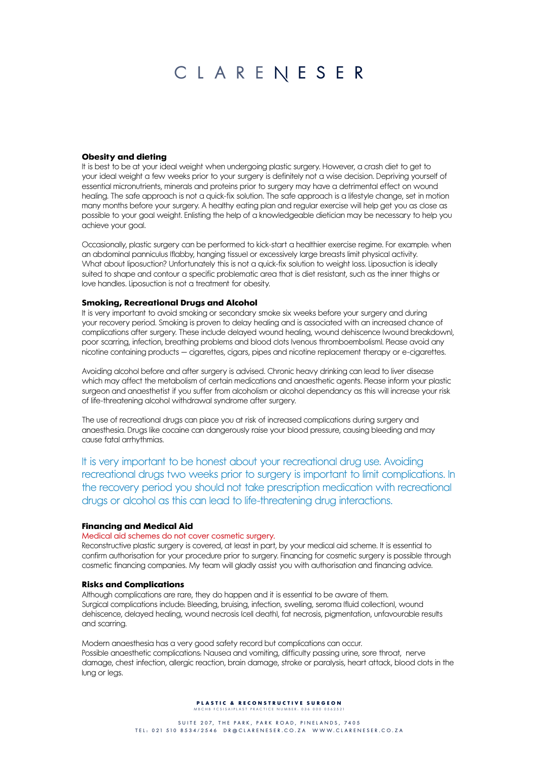## Obesity and dieting

It is best to be at your ideal weight when undergoing plastic surgery. However, a crash diet to get to your ideal weight a few weeks prior to your surgery is definitely not a wise decision. Depriving yourself of essential micronutrients, minerals and proteins prior to surgery may have a detrimental effect on wound healing. The safe approach is not a quick-fix solution. The safe approach is a lifestyle change, set in motion many months before your surgery. A healthy eating plan and regular exercise will help get you as close as possible to your goal weight. Enlisting the help of a knowledgeable dietician may be necessary to help you achieve your goal.

Occasionally, plastic surgery can be performed to kick-start a healthier exercise regime. For example: when an abdominal panniculus (flabby, hanging tissue) or excessively large breasts limit physical activity. What about liposuction? Unfortunately this is not a quick-fix solution to weight loss. Liposuction is ideally suited to shape and contour a specific problematic area that is diet resistant, such as the inner thighs or love handles. Liposuction is not a treatment for obesity.

## Smoking, Recreational Drugs and Alcohol

It is very important to avoid smoking or secondary smoke six weeks before your surgery and during your recovery period. Smoking is proven to delay healing and is associated with an increased chance of complications after surgery. These include delayed wound healing, wound dehiscence (wound breakdown), poor scarring, infection, breathing problems and blood clots (venous thromboembolism). Please avoid any nicotine containing products – cigarettes, cigars, pipes and nicotine replacement therapy or e-cigarettes.

Avoiding alcohol before and after surgery is advised. Chronic heavy drinking can lead to liver disease which may affect the metabolism of certain medications and anaesthetic agents. Please inform your plastic surgeon and anaesthetist if you suffer from alcoholism or alcohol dependancy as this will increase your risk of life-threatening alcohol withdrawal syndrome after surgery.

The use of recreational drugs can place you at risk of increased complications during surgery and anaesthesia. Drugs like cocaine can dangerously raise your blood pressure, causing bleeding and may cause fatal arrhythmias.

It is very important to be honest about your recreational drug use. Avoiding recreational drugs two weeks prior to surgery is important to limit complications. In the recovery period you should not take prescription medication with recreational drugs or alcohol as this can lead to life-threatening drug interactions.

## Financing and Medical Aid

Medical aid schemes do not cover cosmetic surgery.

Reconstructive plastic surgery is covered, at least in part, by your medical aid scheme. It is essential to confirm authorisation for your procedure prior to surgery. Financing for cosmetic surgery is possible through cosmetic financing companies. My team will gladly assist you with authorisation and financing advice.

## Risks and Complications

Although complications are rare, they do happen and it is essential to be aware of them.
Surgical complications include: Bleeding, bruising, infection, swelling, seroma (fluid collection), wound dehiscence, delayed healing, wound necrosis (cell death), fat necrosis, pigmentation, unfavourable results and scarring.

Modern anaesthesia has a very good safety record but complications can occur.
Possible anaesthetic complications: Nausea and vomiting, difficulty passing urine, sore throat, nerve damage, chest infection, allergic reaction, brain damage, stroke or paralysis, heart attack, blood clots in the lung or legs.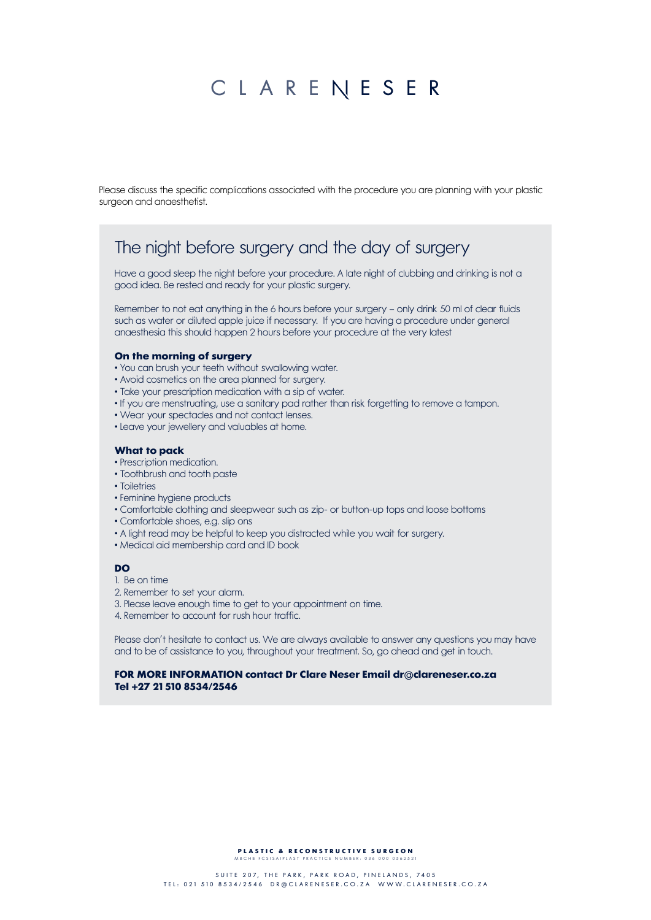Please discuss the specific complications associated with the procedure you are planning with your plastic surgeon and anaesthetist.

## The night before surgery and the day of surgery

Have a good sleep the night before your procedure. A late night of clubbing and drinking is not a good idea. Be rested and ready for your plastic surgery.

Remember to not eat anything in the 6 hours before your surgery – only drink 50 ml of clear fluids such as water or diluted apple juice if necessary. If you are having a procedure under general anaesthesia this should happen 2 hours before your procedure at the very latest

**On the morning of surgery**

- You can brush your teeth without swallowing water.
- Avoid cosmetics on the area planned for surgery.
- Take your prescription medication with a sip of water.
- If you are menstruating, use a sanitary pad rather than risk forgetting to remove a tampon.
- Wear your spectacles and not contact lenses.
- Leave your jewellery and valuables at home.

**What to pack**

- Prescription medication.
- Toothbrush and tooth paste
- Toiletries
- Feminine hygiene products
- Comfortable clothing and sleepwear such as zip- or button-up tops and loose bottoms
- Comfortable shoes, e.g. slip ons
- A light read may be helpful to keep you distracted while you wait for surgery.
- Medical aid membership card and ID book

**DO**

1. Be on time
2. Remember to set your alarm.
3. Please leave enough time to get to your appointment on time.
4. Remember to account for rush hour traffic.

Please don't hesitate to contact us. We are always available to answer any questions you may have and to be of assistance to you, throughout your treatment. So, go ahead and get in touch.

**FOR MORE INFORMATION contact Dr Clare Neser Email dr@clareneser.co.za Tel +27 21 510 8534/2546**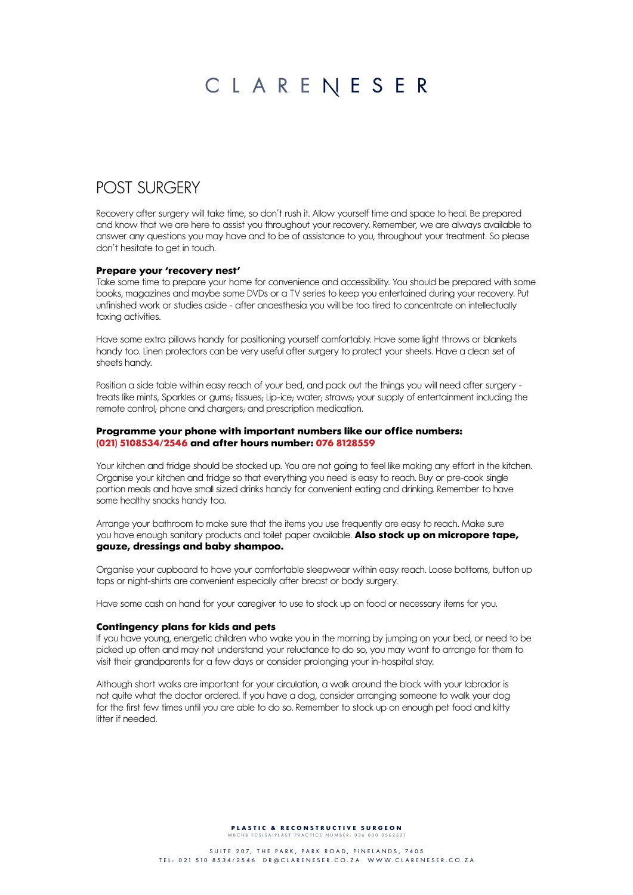# CLARE NESER

## POST SURGERY

Recovery after surgery will take time, so don't rush it. Allow yourself time and space to heal. Be prepared and know that we are here to assist you throughout your recovery. Remember, we are always available to answer any questions you may have and to be of assistance to you, throughout your treatment. So please don't hesitate to get in touch.

**Prepare your 'recovery nest'**
Take some time to prepare your home for convenience and accessibility. You should be prepared with some books, magazines and maybe some DVDs or a TV series to keep you entertained during your recovery. Put unfinished work or studies aside - after anaesthesia you will be too tired to concentrate on intellectually taxing activities.

Have some extra pillows handy for positioning yourself comfortably. Have some light throws or blankets handy too. Linen protectors can be very useful after surgery to protect your sheets. Have a clean set of sheets handy.

Position a side table within easy reach of your bed, and pack out the things you will need after surgery - treats like mints, Sparkles or gums; tissues; Lip-ice; water; straws; your supply of entertainment including the remote control; phone and chargers; and prescription medication.

**Programme your phone with important numbers like our office numbers: (021) 5108534/2546 and after hours number: 076 8128559**

Your kitchen and fridge should be stocked up. You are not going to feel like making any effort in the kitchen. Organise your kitchen and fridge so that everything you need is easy to reach. Buy or pre-cook single portion meals and have small sized drinks handy for convenient eating and drinking. Remember to have some healthy snacks handy too.

Arrange your bathroom to make sure that the items you use frequently are easy to reach. Make sure you have enough sanitary products and toilet paper available. **Also stock up on micropore tape, gauze, dressings and baby shampoo.**

Organise your cupboard to have your comfortable sleepwear within easy reach. Loose bottoms, button up tops or night-shirts are convenient especially after breast or body surgery.

Have some cash on hand for your caregiver to use to stock up on food or necessary items for you.

**Contingency plans for kids and pets**
If you have young, energetic children who wake you in the morning by jumping on your bed, or need to be picked up often and may not understand your reluctance to do so, you may want to arrange for them to visit their grandparents for a few days or consider prolonging your in-hospital stay.

Although short walks are important for your circulation, a walk around the block with your labrador is not quite what the doctor ordered. If you have a dog, consider arranging someone to walk your dog for the first few times until you are able to do so. Remember to stock up on enough pet food and kitty litter if needed.

**PLASTIC & RECONSTRUCTIVE SURGEON**
MBCHB FCSISAIPLAST PRACTICE NUMBER: 036 000 0562521

SUITE 207, THE PARK, PARK ROAD, PINELANDS, 7405
TEL: 021 510 8534/2546 DR@CLARENESER.CO.ZA WWW.CLARENESER.CO.ZA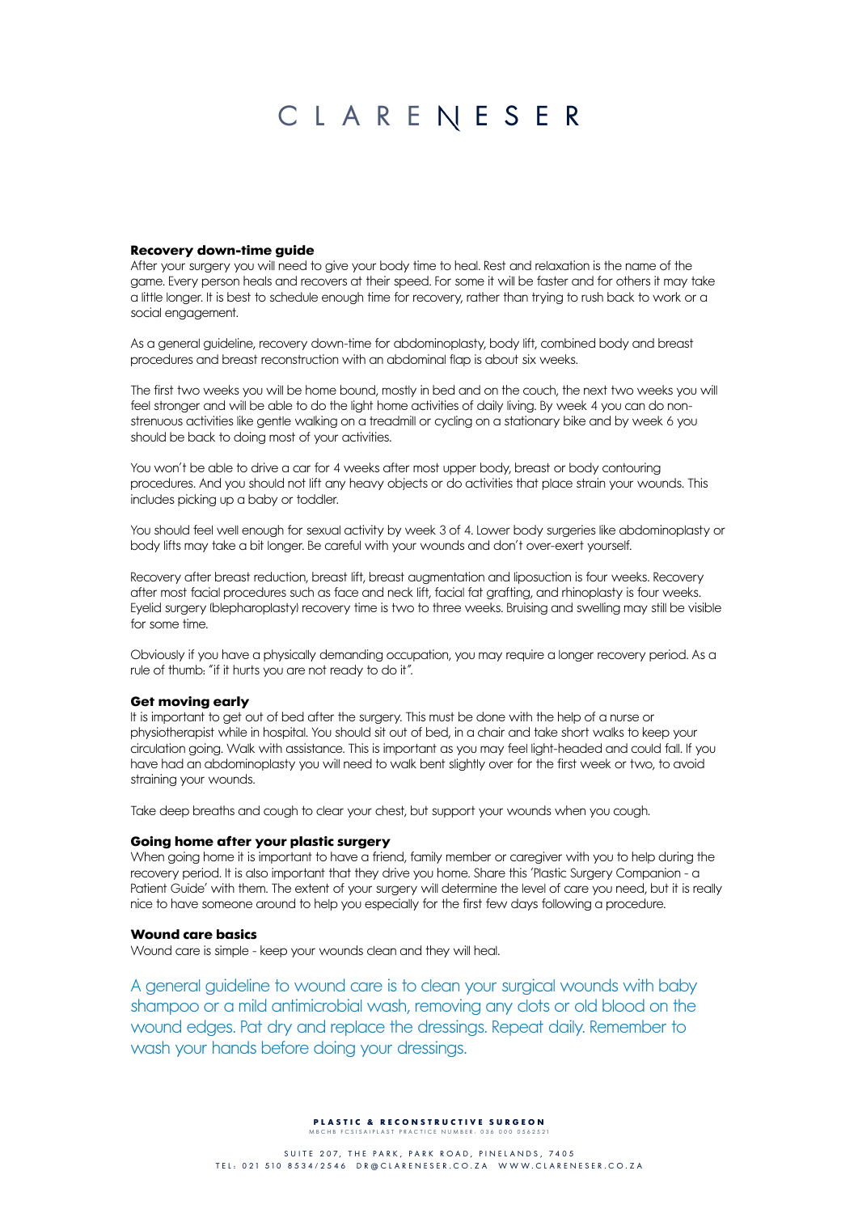## Recovery down-time guide

After your surgery you will need to give your body time to heal. Rest and relaxation is the name of the game. Every person heals and recovers at their speed. For some it will be faster and for others it may take a little longer. It is best to schedule enough time for recovery, rather than trying to rush back to work or a social engagement.

As a general guideline, recovery down-time for abdominoplasty, body lift, combined body and breast procedures and breast reconstruction with an abdominal flap is about six weeks.

The first two weeks you will be home bound, mostly in bed and on the couch, the next two weeks you will feel stronger and will be able to do the light home activities of daily living. By week 4 you can do non-strenuous activities like gentle walking on a treadmill or cycling on a stationary bike and by week 6 you should be back to doing most of your activities.

You won't be able to drive a car for 4 weeks after most upper body, breast or body contouring procedures. And you should not lift any heavy objects or do activities that place strain your wounds. This includes picking up a baby or toddler.

You should feel well enough for sexual activity by week 3 of 4. Lower body surgeries like abdominoplasty or body lifts may take a bit longer. Be careful with your wounds and don't over-exert yourself.

Recovery after breast reduction, breast lift, breast augmentation and liposuction is four weeks. Recovery after most facial procedures such as face and neck lift, facial fat grafting, and rhinoplasty is four weeks. Eyelid surgery (blepharoplasty) recovery time is two to three weeks. Bruising and swelling may still be visible for some time.

Obviously if you have a physically demanding occupation, you may require a longer recovery period. As a rule of thumb: "if it hurts you are not ready to do it".

## Get moving early

It is important to get out of bed after the surgery. This must be done with the help of a nurse or physiotherapist while in hospital. You should sit out of bed, in a chair and take short walks to keep your circulation going. Walk with assistance. This is important as you may feel light-headed and could fall. If you have had an abdominoplasty you will need to walk bent slightly over for the first week or two, to avoid straining your wounds.

Take deep breaths and cough to clear your chest, but support your wounds when you cough.

## Going home after your plastic surgery

When going home it is important to have a friend, family member or caregiver with you to help during the recovery period. It is also important that they drive you home. Share this 'Plastic Surgery Companion - a Patient Guide' with them. The extent of your surgery will determine the level of care you need, but it is really nice to have someone around to help you especially for the first few days following a procedure.

## Wound care basics

Wound care is simple - keep your wounds clean and they will heal.

A general guideline to wound care is to clean your surgical wounds with baby shampoo or a mild antimicrobial wash, removing any clots or old blood on the wound edges. Pat dry and replace the dressings. Repeat daily. Remember to wash your hands before doing your dressings.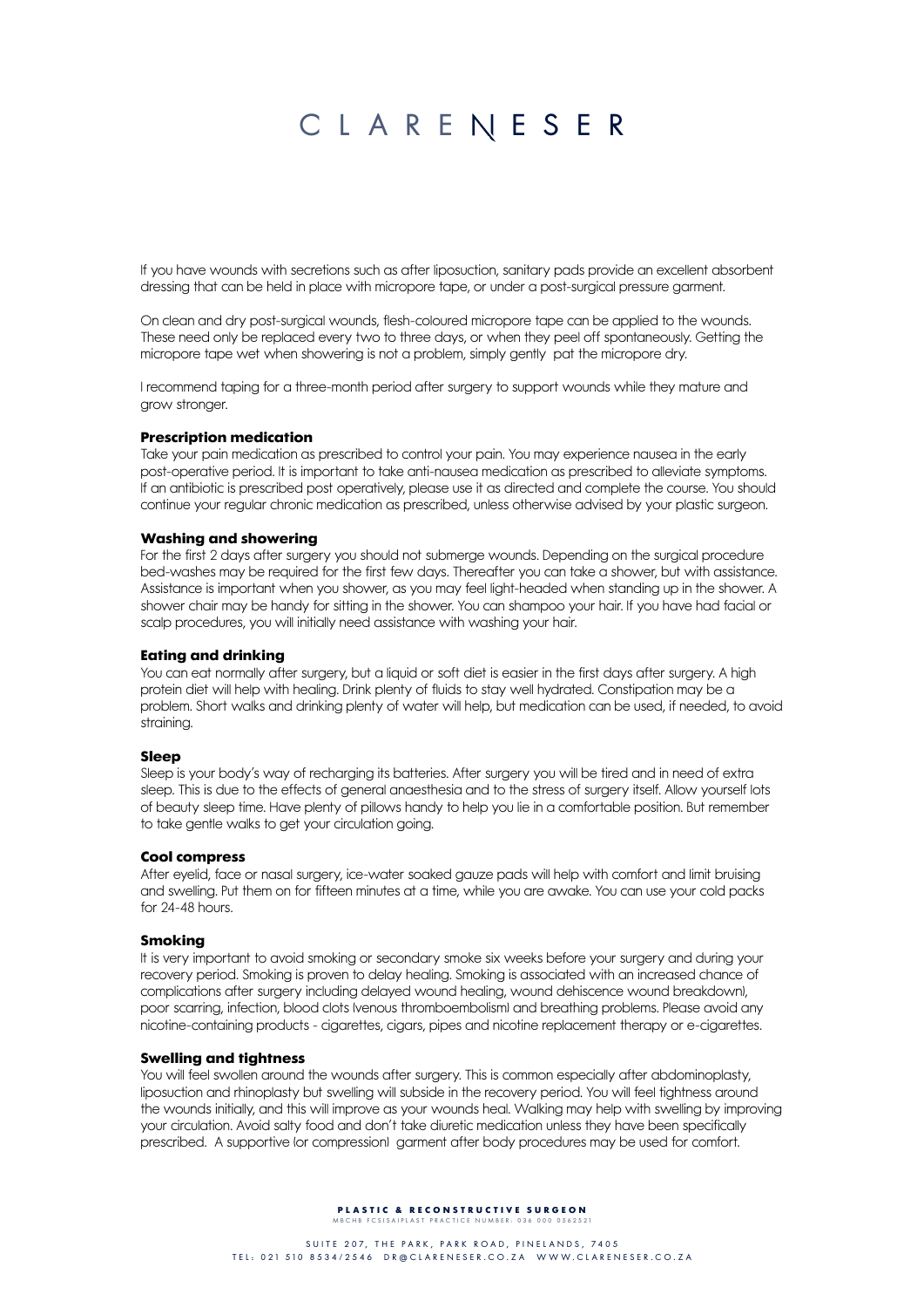If you have wounds with secretions such as after liposuction, sanitary pads provide an excellent absorbent dressing that can be held in place with micropore tape, or under a post-surgical pressure garment.

On clean and dry post-surgical wounds, flesh-coloured micropore tape can be applied to the wounds. These need only be replaced every two to three days, or when they peel off spontaneously. Getting the micropore tape wet when showering is not a problem, simply gently pat the micropore dry.

I recommend taping for a three-month period after surgery to support wounds while they mature and grow stronger.

### Prescription medication

Take your pain medication as prescribed to control your pain. You may experience nausea in the early post-operative period. It is important to take anti-nausea medication as prescribed to alleviate symptoms. If an antibiotic is prescribed post operatively, please use it as directed and complete the course. You should continue your regular chronic medication as prescribed, unless otherwise advised by your plastic surgeon.

### Washing and showering

For the first 2 days after surgery you should not submerge wounds. Depending on the surgical procedure bed-washes may be required for the first few days. Thereafter you can take a shower, but with assistance. Assistance is important when you shower, as you may feel light-headed when standing up in the shower. A shower chair may be handy for sitting in the shower. You can shampoo your hair. If you have had facial or scalp procedures, you will initially need assistance with washing your hair.

### Eating and drinking

You can eat normally after surgery, but a liquid or soft diet is easier in the first days after surgery. A high protein diet will help with healing. Drink plenty of fluids to stay well hydrated. Constipation may be a problem. Short walks and drinking plenty of water will help, but medication can be used, if needed, to avoid straining.

### Sleep

Sleep is your body's way of recharging its batteries. After surgery you will be tired and in need of extra sleep. This is due to the effects of general anaesthesia and to the stress of surgery itself. Allow yourself lots of beauty sleep time. Have plenty of pillows handy to help you lie in a comfortable position. But remember to take gentle walks to get your circulation going.

### Cool compress

After eyelid, face or nasal surgery, ice-water soaked gauze pads will help with comfort and limit bruising and swelling. Put them on for fifteen minutes at a time, while you are awake. You can use your cold packs for 24-48 hours.

### Smoking

It is very important to avoid smoking or secondary smoke six weeks before your surgery and during your recovery period. Smoking is proven to delay healing. Smoking is associated with an increased chance of complications after surgery including delayed wound healing, wound dehiscence wound breakdown), poor scarring, infection, blood clots (venous thromboembolism) and breathing problems. Please avoid any nicotine-containing products - cigarettes, cigars, pipes and nicotine replacement therapy or e-cigarettes.

### Swelling and tightness

You will feel swollen around the wounds after surgery. This is common especially after abdominoplasty, liposuction and rhinoplasty but swelling will subside in the recovery period. You will feel tightness around the wounds initially, and this will improve as your wounds heal. Walking may help with swelling by improving your circulation. Avoid salty food and don't take diuretic medication unless they have been specifically prescribed. A supportive (or compression) garment after body procedures may be used for comfort.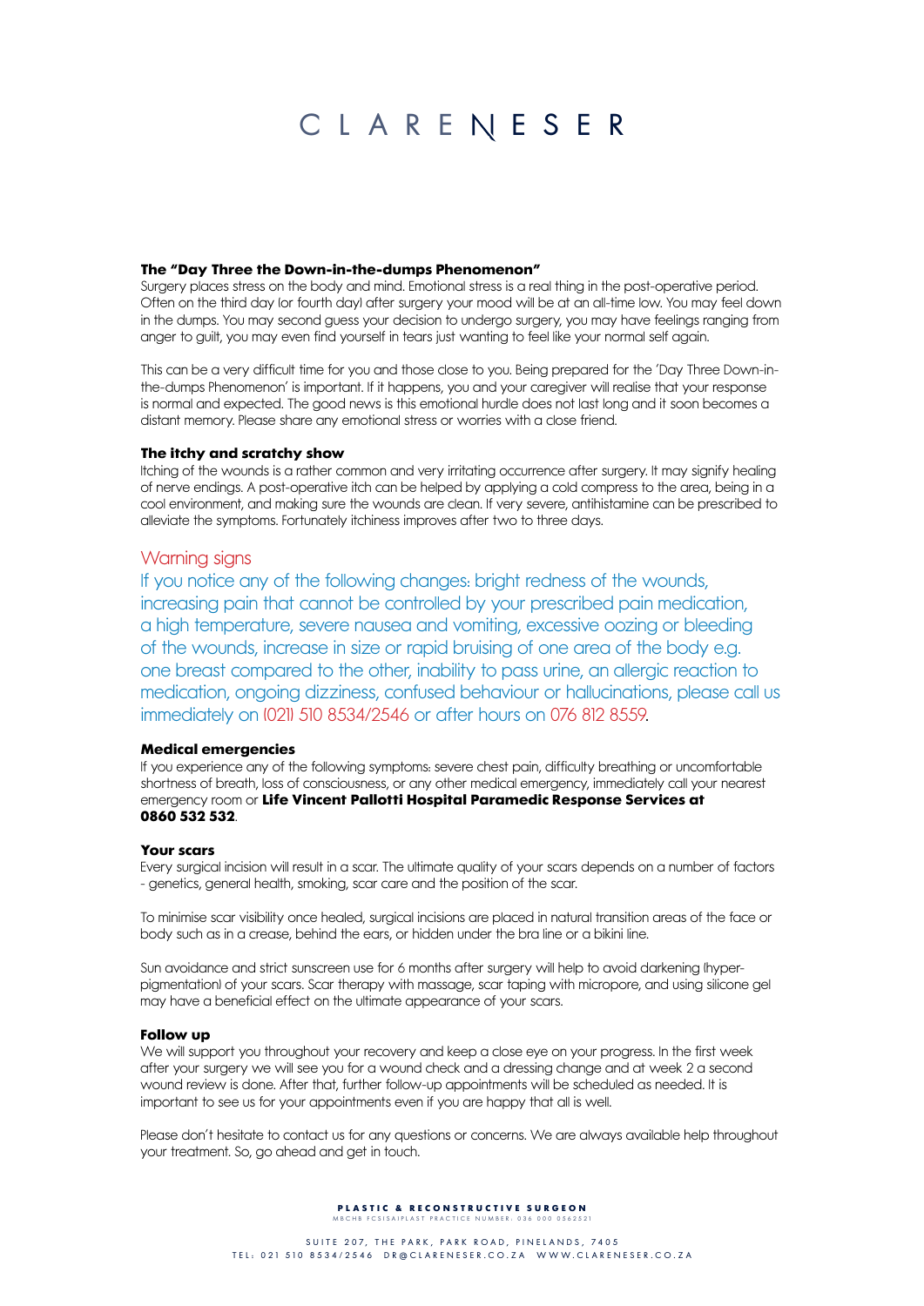# CLARE NESER

### The "Day Three the Down-in-the-dumps Phenomenon"

Surgery places stress on the body and mind. Emotional stress is a real thing in the post-operative period. Often on the third day (or fourth day) after surgery your mood will be at an all-time low. You may feel down in the dumps. You may second guess your decision to undergo surgery, you may have feelings ranging from anger to guilt, you may even find yourself in tears just wanting to feel like your normal self again.

This can be a very difficult time for you and those close to you. Being prepared for the 'Day Three Down-in-the-dumps Phenomenon' is important. If it happens, you and your caregiver will realise that your response is normal and expected. The good news is this emotional hurdle does not last long and it soon becomes a distant memory. Please share any emotional stress or worries with a close friend.

### The itchy and scratchy show

Itching of the wounds is a rather common and very irritating occurrence after surgery. It may signify healing of nerve endings. A post-operative itch can be helped by applying a cold compress to the area, being in a cool environment, and making sure the wounds are clean. If very severe, antihistamine can be prescribed to alleviate the symptoms. Fortunately itchiness improves after two to three days.

## Warning signs

If you notice any of the following changes: bright redness of the wounds, increasing pain that cannot be controlled by your prescribed pain medication, a high temperature, severe nausea and vomiting, excessive oozing or bleeding of the wounds, increase in size or rapid bruising of one area of the body e.g. one breast compared to the other, inability to pass urine, an allergic reaction to medication, ongoing dizziness, confused behaviour or hallucinations, please call us immediately on (021) 510 8534/2546 or after hours on 076 812 8559.

### Medical emergencies

If you experience any of the following symptoms: severe chest pain, difficulty breathing or uncomfortable shortness of breath, loss of consciousness, or any other medical emergency, immediately call your nearest emergency room or **Life Vincent Pallotti Hospital Paramedic Response Services at 0860 532 532**.

### Your scars

Every surgical incision will result in a scar. The ultimate quality of your scars depends on a number of factors - genetics, general health, smoking, scar care and the position of the scar.

To minimise scar visibility once healed, surgical incisions are placed in natural transition areas of the face or body such as in a crease, behind the ears, or hidden under the bra line or a bikini line.

Sun avoidance and strict sunscreen use for 6 months after surgery will help to avoid darkening (hyper-pigmentation) of your scars. Scar therapy with massage, scar taping with micropore, and using silicone gel may have a beneficial effect on the ultimate appearance of your scars.

### Follow up

We will support you throughout your recovery and keep a close eye on your progress. In the first week after your surgery we will see you for a wound check and a dressing change and at week 2 a second wound review is done. After that, further follow-up appointments will be scheduled as needed. It is important to see us for your appointments even if you are happy that all is well.

Please don't hesitate to contact us for any questions or concerns. We are always available help throughout your treatment. So, go ahead and get in touch.

**PLASTIC & RECONSTRUCTIVE SURGEON**
MBCHB FCS(SA)PLAST PRACTICE NUMBER: 036 000 0562521

SUITE 207, THE PARK, PARK ROAD, PINELANDS, 7405
TEL: 021 510 8534/2546 DR@CLARENESER.CO.ZA WWW.CLARENESER.CO.ZA